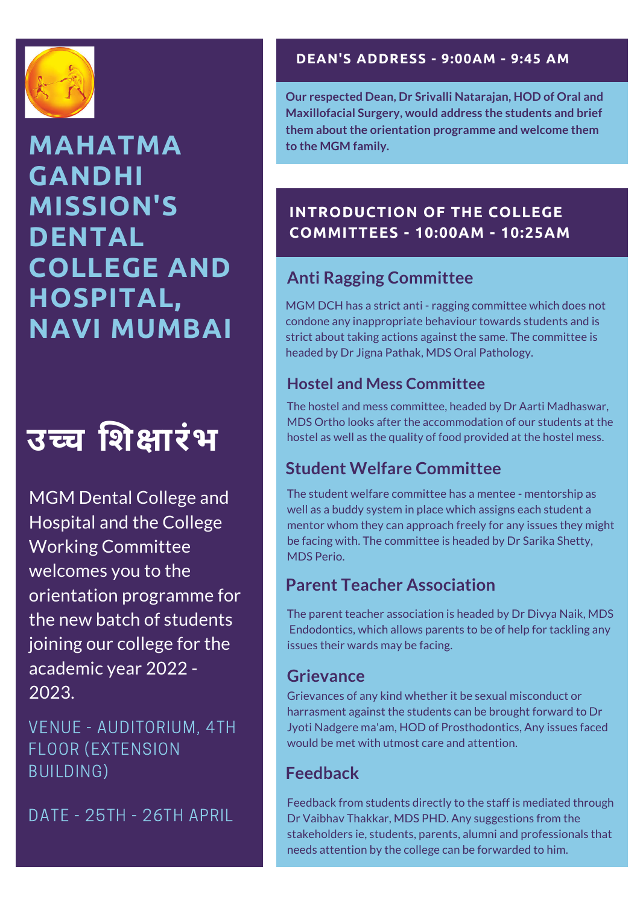# MAHATMA GANDHI MISSION'S DENTAL COLLEGE AND HOSPITAL, NAVI MUMBAI

## उच्च शिक्षारंभ

MGM Dental College and Hospital and the College Working Committee welcomes you to the orientation programme for the new batch of students joining our college for the academic year 2022 - 2023.

VENUE - AUDITORIUM, 4TH FLOOR (EXTENSION BUILDING)

DATE - 25TH - 26TH APRIL

## DEAN'S ADDRESS - 9:00AM - 9:45 AM

**Our respected Dean, Dr Srivalli Natarajan, HOD of Oral and Maxillofacial Surgery, would address the students and brief them about the orientation programme and welcome them to the MGM family.**

## INTRODUCTION OF THE COLLEGE COMMITTEES - 10:00AM - 10:25AM

### Anti Ragging Committee

MGM DCH has a strict anti - ragging committee which does not condone any inappropriate behaviour towards students and is strict about taking actions against the same. The committee is headed by Dr Jigna Pathak, MDS Oral Pathology.

### Hostel and Mess Committee

The hostel and mess committee, headed by Dr Aarti Madhaswar, MDS Ortho looks after the accommodation of our students at the hostel as well as the quality of food provided at the hostel mess.

### Student Welfare Committee

The student welfare committee has a mentee - mentorship as well as a buddy system in place which assigns each student a mentor whom they can approach freely for any issues they might be facing with. The committee is headed by Dr Sarika Shetty, MDS Perio.

### Parent Teacher Association

The parent teacher association is headed by Dr Divya Naik, MDS Endodontics, which allows parents to be of help for tackling any issues their wards may be facing.

### Grievance

Grievances of any kind whether it be sexual misconduct or harrasment against the students can be brought forward to Dr Jyoti Nadgere ma'am, HOD of Prosthodontics, Any issues faced would be met with utmost care and attention.

### Feedback

Feedback from students directly to the staff is mediated through Dr Vaibhav Thakkar, MDS PHD. Any suggestions from the stakeholders ie, students, parents, alumni and professionals that needs attention by the college can be forwarded to him.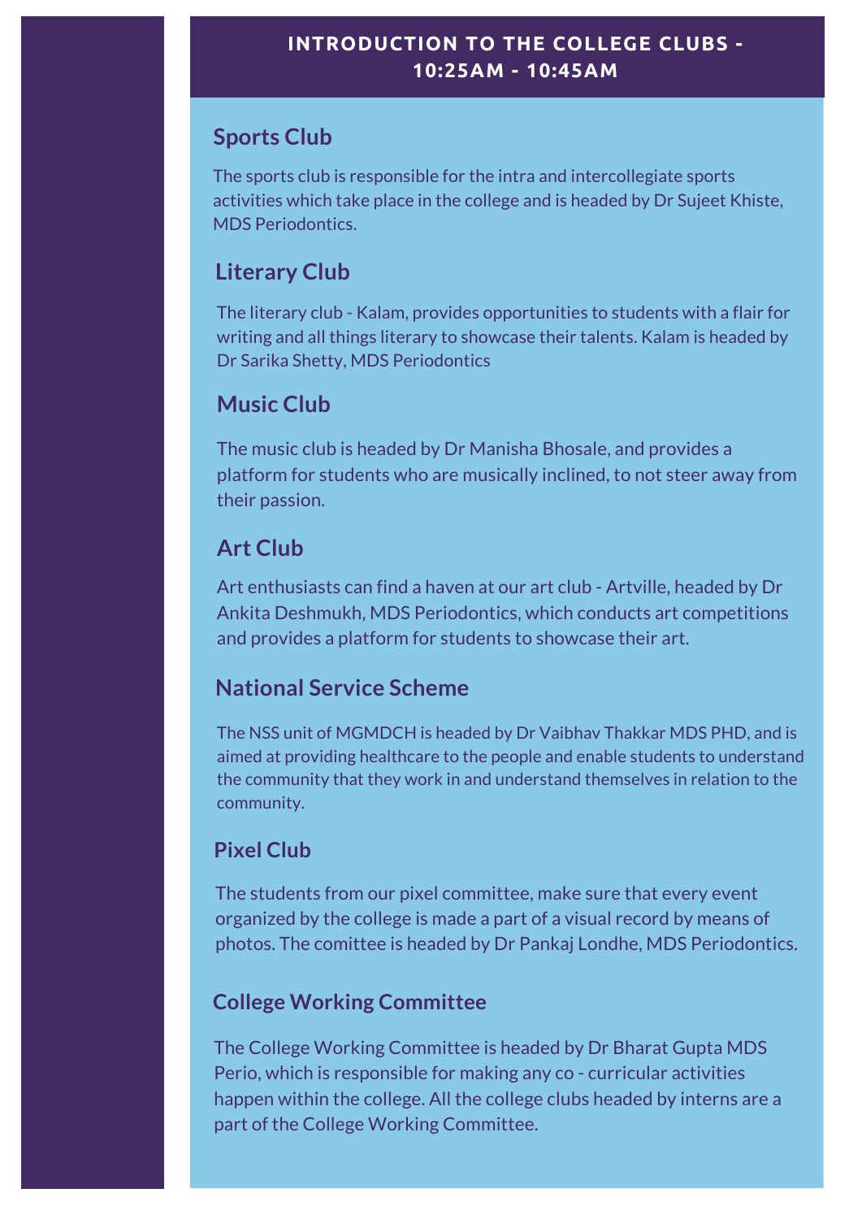## INTRODUCTION TO THE COLLEGE CLUBS - 10:25AM - 10:45AM

### Sports Club

The sports club is responsible for the intra and intercollegiate sports activities which take place in the college and is headed by Dr Sujeet Khiste, MDS Periodontics.

### Literary Club

The literary club - Kalam, provides opportunities to students with a flair for writing and all things literary to showcase their talents. Kalam is headed by Dr Sarika Shetty, MDS Periodontics

### Music Club

The music club is headed by Dr Manisha Bhosale, and provides a platform for students who are musically inclined, to not steer away from their passion.

### Art Club

Art enthusiasts can find a haven at our art club - Artville, headed by Dr Ankita Deshmukh, MDS Periodontics, which conducts art competitions and provides a platform for students to showcase their art.

### National Service Scheme

The NSS unit of MGMDCH is headed by Dr Vaibhav Thakkar MDS PHD, and is aimed at providing healthcare to the people and enable students to understand the community that they work in and understand themselves in relation to the community.

### Pixel Club

The students from our pixel committee, make sure that every event organized by the college is made a part of a visual record by means of photos. The comittee is headed by Dr Pankaj Londhe, MDS Periodontics.

### College Working Committee

The College Working Committee is headed by Dr Bharat Gupta MDS Perio, which is responsible for making any co - curricular activities happen within the college. All the college clubs headed by interns are a part of the College Working Committee.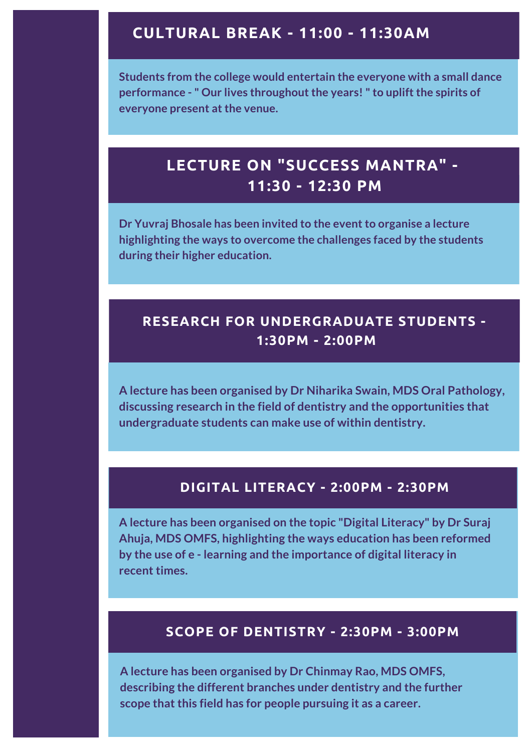## CULTURAL BREAK - 11:00 - 11:30AM

**Students from the college would entertain the everyone with a small dance performance - " Our lives throughout the years! " to uplift the spirits of everyone present at the venue.**

## LECTURE ON "SUCCESS MANTRA" - 11:30 - 12:30 PM

**Dr Yuvraj Bhosale has been invited to the event to organise a lecture highlighting the ways to overcome the challenges faced by the students during their higher education.**

## RESEARCH FOR UNDERGRADUATE STUDENTS - 1:30PM - 2:00PM

**A lecture has been organised by Dr Niharika Swain, MDS Oral Pathology, discussing research in the field of dentistry and the opportunities that undergraduate students can make use of within dentistry.**

## DIGITAL LITERACY - 2:00PM - 2:30PM

**A lecture has been organised on the topic "Digital Literacy" by Dr Suraj Ahuja, MDS OMFS, highlighting the ways education has been reformed by the use of e - learning and the importance of digital literacy in recent times.**

## SCOPE OF DENTISTRY - 2:30PM - 3:00PM

**A lecture has been organised by Dr Chinmay Rao, MDS OMFS, describing the different branches under dentistry and the further scope that this field has for people pursuing it as a career.**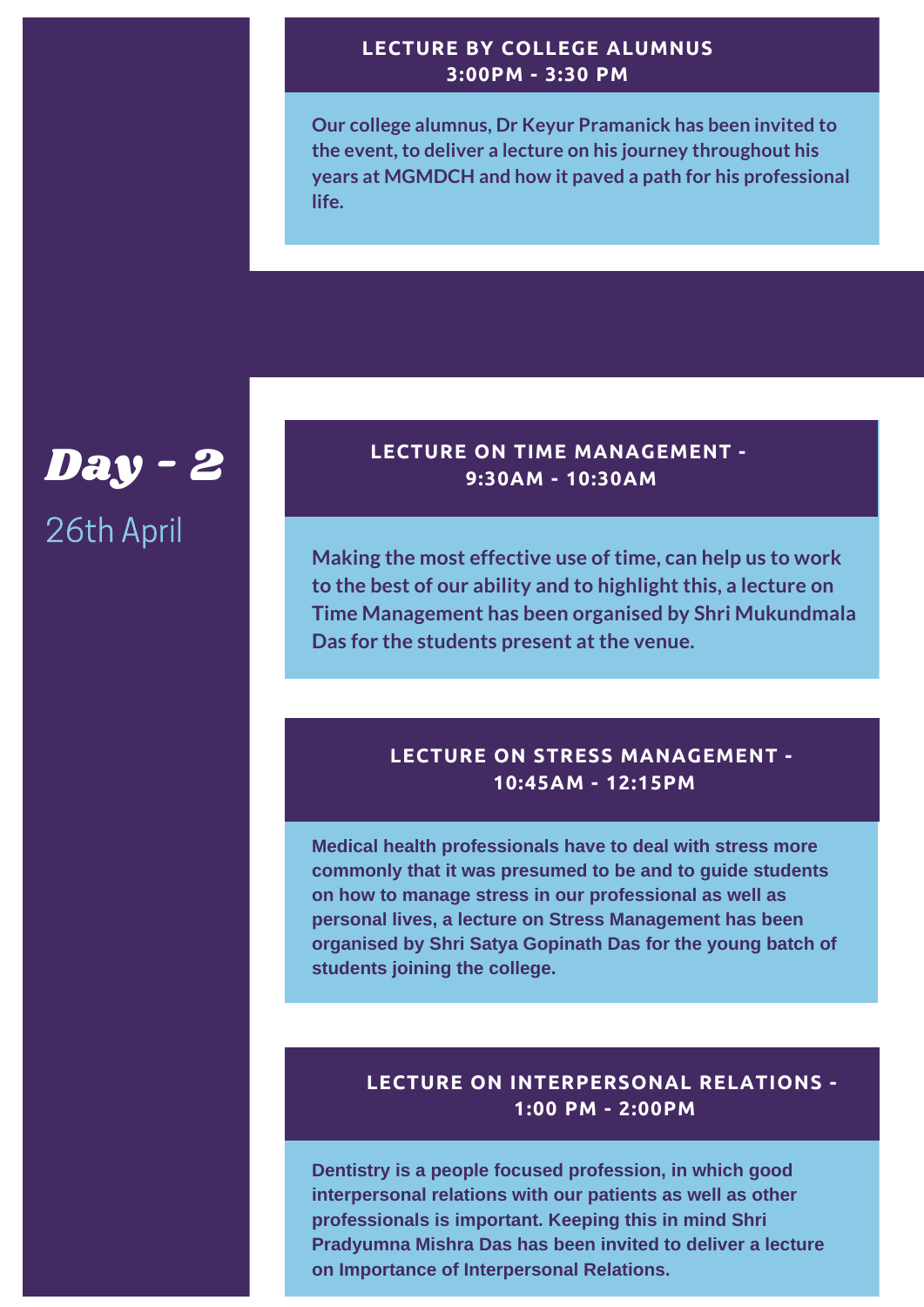### LECTURE BY COLLEGE ALUMNUS
### 3:00PM - 3:30 PM

**Our college alumnus, Dr Keyur Pramanick has been invited to the event, to deliver a lecture on his journey throughout his years at MGMDCH and how it paved a path for his professional life.**

## *Day - 2*

26th April

### LECTURE ON TIME MANAGEMENT -
### 9:30AM - 10:30AM

**Making the most effective use of time, can help us to work to the best of our ability and to highlight this, a lecture on Time Management has been organised by Shri Mukundmala Das for the students present at the venue.**

### LECTURE ON STRESS MANAGEMENT -
### 10:45AM - 12:15PM

**Medical health professionals have to deal with stress more commonly that it was presumed to be and to guide students on how to manage stress in our professional as well as personal lives, a lecture on Stress Management has been organised by Shri Satya Gopinath Das for the young batch of students joining the college.**

### LECTURE ON INTERPERSONAL RELATIONS -
### 1:00 PM - 2:00PM

**Dentistry is a people focused profession, in which good interpersonal relations with our patients as well as other professionals is important. Keeping this in mind Shri Pradyumna Mishra Das has been invited to deliver a lecture on Importance of Interpersonal Relations.**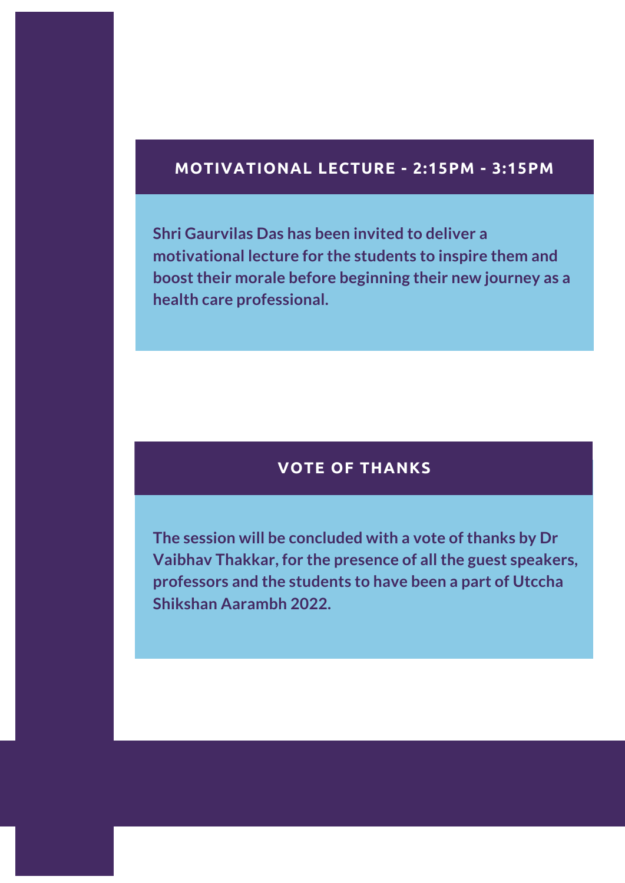## MOTIVATIONAL LECTURE - 2:15PM - 3:15PM

**Shri Gaurvilas Das has been invited to deliver a motivational lecture for the students to inspire them and boost their morale before beginning their new journey as a health care professional.**

## VOTE OF THANKS

**The session will be concluded with a vote of thanks by Dr Vaibhav Thakkar, for the presence of all the guest speakers, professors and the students to have been a part of Utccha Shikshan Aarambh 2022.**